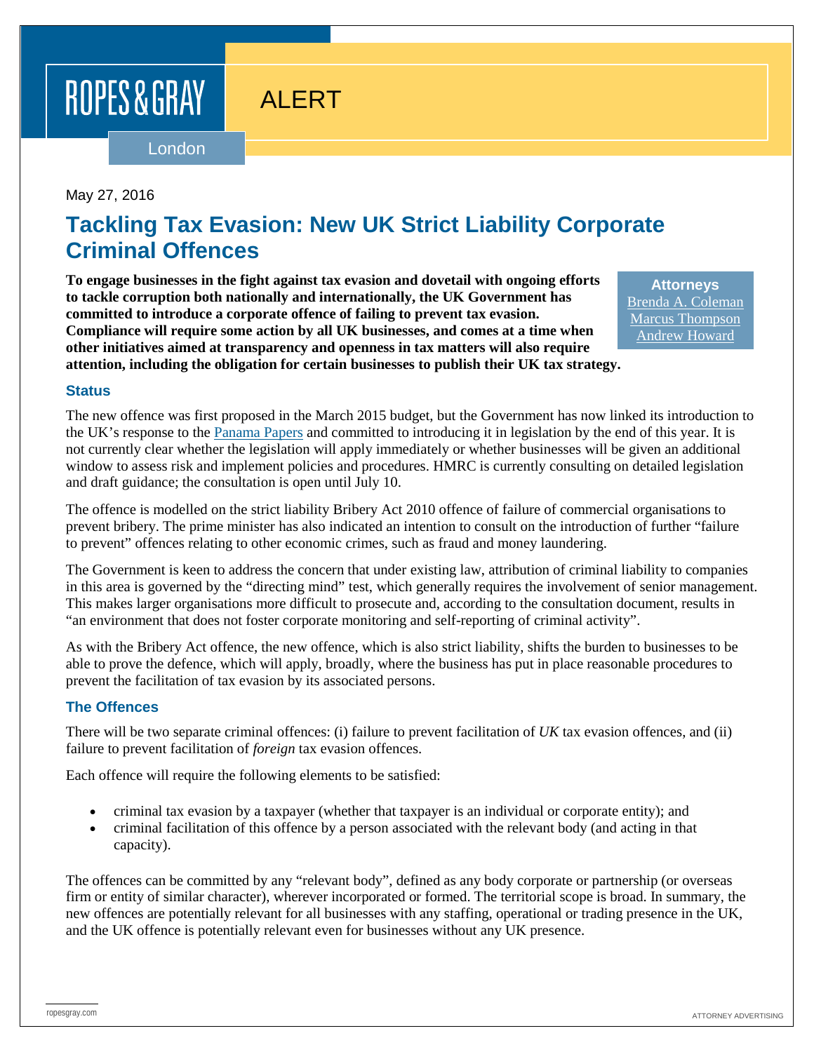ROPES & GRAY

ALERT

London

May 27, 2016

# Tackling Tax Evasion: New UK Strict Liability Corporate Criminal Offences

**To engage businesses in the fight against tax evasion and dovetail with ongoing efforts to tackle corruption both nationally and internationally, the UK Government has committed to introduce a corporate offence of failing to prevent tax evasion. Compliance will require some action by all UK businesses, and comes at a time when other initiatives aimed at transparency and openness in tax matters will also require attention, including the obligation for certain businesses to publish their UK tax strategy.**

**Attorneys**
Brenda A. Coleman
Marcus Thompson
Andrew Howard

## Status

The new offence was first proposed in the March 2015 budget, but the Government has now linked its introduction to the UK's response to the Panama Papers and committed to introducing it in legislation by the end of this year. It is not currently clear whether the legislation will apply immediately or whether businesses will be given an additional window to assess risk and implement policies and procedures. HMRC is currently consulting on detailed legislation and draft guidance; the consultation is open until July 10.

The offence is modelled on the strict liability Bribery Act 2010 offence of failure of commercial organisations to prevent bribery. The prime minister has also indicated an intention to consult on the introduction of further "failure to prevent" offences relating to other economic crimes, such as fraud and money laundering.

The Government is keen to address the concern that under existing law, attribution of criminal liability to companies in this area is governed by the "directing mind" test, which generally requires the involvement of senior management. This makes larger organisations more difficult to prosecute and, according to the consultation document, results in "an environment that does not foster corporate monitoring and self-reporting of criminal activity".

As with the Bribery Act offence, the new offence, which is also strict liability, shifts the burden to businesses to be able to prove the defence, which will apply, broadly, where the business has put in place reasonable procedures to prevent the facilitation of tax evasion by its associated persons.

## The Offences

There will be two separate criminal offences: (i) failure to prevent facilitation of *UK* tax evasion offences, and (ii) failure to prevent facilitation of *foreign* tax evasion offences.

Each offence will require the following elements to be satisfied:

- criminal tax evasion by a taxpayer (whether that taxpayer is an individual or corporate entity); and
- criminal facilitation of this offence by a person associated with the relevant body (and acting in that capacity).

The offences can be committed by any "relevant body", defined as any body corporate or partnership (or overseas firm or entity of similar character), wherever incorporated or formed. The territorial scope is broad. In summary, the new offences are potentially relevant for all businesses with any staffing, operational or trading presence in the UK, and the UK offence is potentially relevant even for businesses without any UK presence.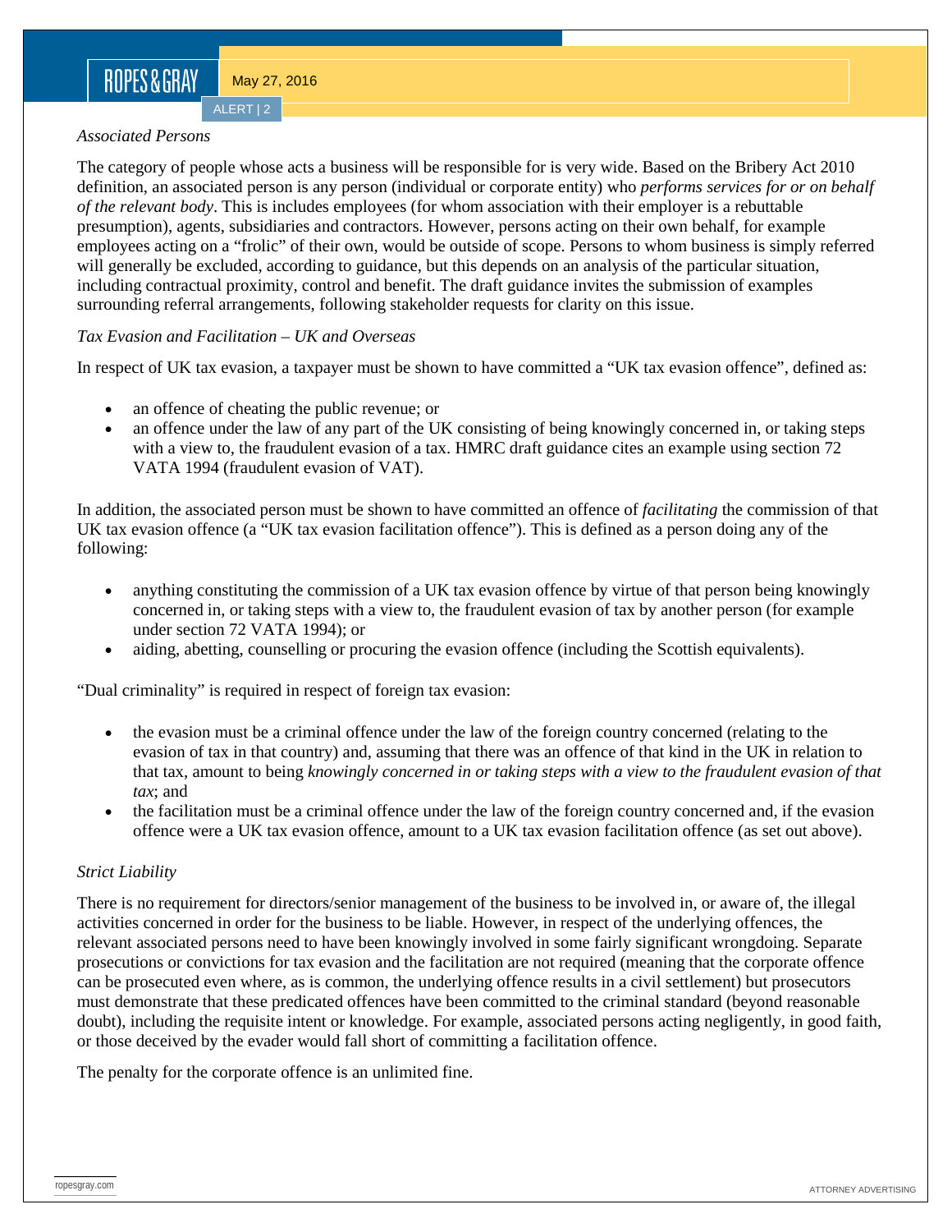*Associated Persons*

The category of people whose acts a business will be responsible for is very wide. Based on the Bribery Act 2010 definition, an associated person is any person (individual or corporate entity) who *performs services for or on behalf of the relevant body*. This is includes employees (for whom association with their employer is a rebuttable presumption), agents, subsidiaries and contractors. However, persons acting on their own behalf, for example employees acting on a "frolic" of their own, would be outside of scope. Persons to whom business is simply referred will generally be excluded, according to guidance, but this depends on an analysis of the particular situation, including contractual proximity, control and benefit. The draft guidance invites the submission of examples surrounding referral arrangements, following stakeholder requests for clarity on this issue.

*Tax Evasion and Facilitation – UK and Overseas*

In respect of UK tax evasion, a taxpayer must be shown to have committed a "UK tax evasion offence", defined as:

- an offence of cheating the public revenue; or
- an offence under the law of any part of the UK consisting of being knowingly concerned in, or taking steps with a view to, the fraudulent evasion of a tax. HMRC draft guidance cites an example using section 72 VATA 1994 (fraudulent evasion of VAT).

In addition, the associated person must be shown to have committed an offence of *facilitating* the commission of that UK tax evasion offence (a "UK tax evasion facilitation offence"). This is defined as a person doing any of the following:

- anything constituting the commission of a UK tax evasion offence by virtue of that person being knowingly concerned in, or taking steps with a view to, the fraudulent evasion of tax by another person (for example under section 72 VATA 1994); or
- aiding, abetting, counselling or procuring the evasion offence (including the Scottish equivalents).

"Dual criminality" is required in respect of foreign tax evasion:

- the evasion must be a criminal offence under the law of the foreign country concerned (relating to the evasion of tax in that country) and, assuming that there was an offence of that kind in the UK in relation to that tax, amount to being *knowingly concerned in or taking steps with a view to the fraudulent evasion of that tax*; and
- the facilitation must be a criminal offence under the law of the foreign country concerned and, if the evasion offence were a UK tax evasion offence, amount to a UK tax evasion facilitation offence (as set out above).

*Strict Liability*

There is no requirement for directors/senior management of the business to be involved in, or aware of, the illegal activities concerned in order for the business to be liable. However, in respect of the underlying offences, the relevant associated persons need to have been knowingly involved in some fairly significant wrongdoing. Separate prosecutions or convictions for tax evasion and the facilitation are not required (meaning that the corporate offence can be prosecuted even where, as is common, the underlying offence results in a civil settlement) but prosecutors must demonstrate that these predicated offences have been committed to the criminal standard (beyond reasonable doubt), including the requisite intent or knowledge. For example, associated persons acting negligently, in good faith, or those deceived by the evader would fall short of committing a facilitation offence.

The penalty for the corporate offence is an unlimited fine.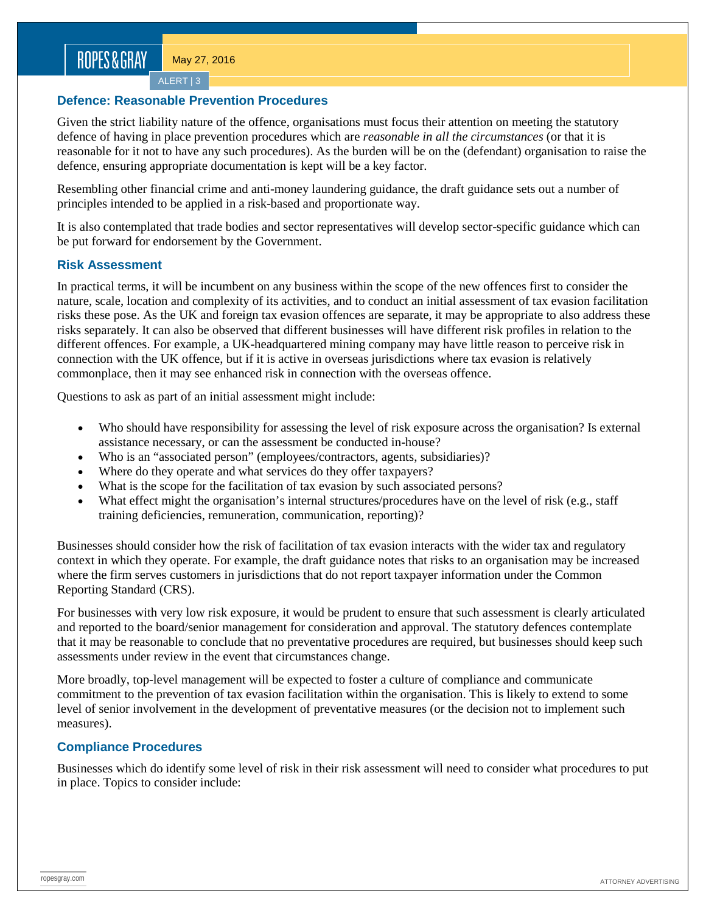### Defence: Reasonable Prevention Procedures

Given the strict liability nature of the offence, organisations must focus their attention on meeting the statutory defence of having in place prevention procedures which are *reasonable in all the circumstances* (or that it is reasonable for it not to have any such procedures). As the burden will be on the (defendant) organisation to raise the defence, ensuring appropriate documentation is kept will be a key factor.

Resembling other financial crime and anti-money laundering guidance, the draft guidance sets out a number of principles intended to be applied in a risk-based and proportionate way.

It is also contemplated that trade bodies and sector representatives will develop sector-specific guidance which can be put forward for endorsement by the Government.

### Risk Assessment

In practical terms, it will be incumbent on any business within the scope of the new offences first to consider the nature, scale, location and complexity of its activities, and to conduct an initial assessment of tax evasion facilitation risks these pose. As the UK and foreign tax evasion offences are separate, it may be appropriate to also address these risks separately. It can also be observed that different businesses will have different risk profiles in relation to the different offences. For example, a UK-headquartered mining company may have little reason to perceive risk in connection with the UK offence, but if it is active in overseas jurisdictions where tax evasion is relatively commonplace, then it may see enhanced risk in connection with the overseas offence.

Questions to ask as part of an initial assessment might include:

- Who should have responsibility for assessing the level of risk exposure across the organisation? Is external assistance necessary, or can the assessment be conducted in-house?
- Who is an "associated person" (employees/contractors, agents, subsidiaries)?
- Where do they operate and what services do they offer taxpayers?
- What is the scope for the facilitation of tax evasion by such associated persons?
- What effect might the organisation's internal structures/procedures have on the level of risk (e.g., staff training deficiencies, remuneration, communication, reporting)?

Businesses should consider how the risk of facilitation of tax evasion interacts with the wider tax and regulatory context in which they operate. For example, the draft guidance notes that risks to an organisation may be increased where the firm serves customers in jurisdictions that do not report taxpayer information under the Common Reporting Standard (CRS).

For businesses with very low risk exposure, it would be prudent to ensure that such assessment is clearly articulated and reported to the board/senior management for consideration and approval. The statutory defences contemplate that it may be reasonable to conclude that no preventative procedures are required, but businesses should keep such assessments under review in the event that circumstances change.

More broadly, top-level management will be expected to foster a culture of compliance and communicate commitment to the prevention of tax evasion facilitation within the organisation. This is likely to extend to some level of senior involvement in the development of preventative measures (or the decision not to implement such measures).

### Compliance Procedures

Businesses which do identify some level of risk in their risk assessment will need to consider what procedures to put in place. Topics to consider include: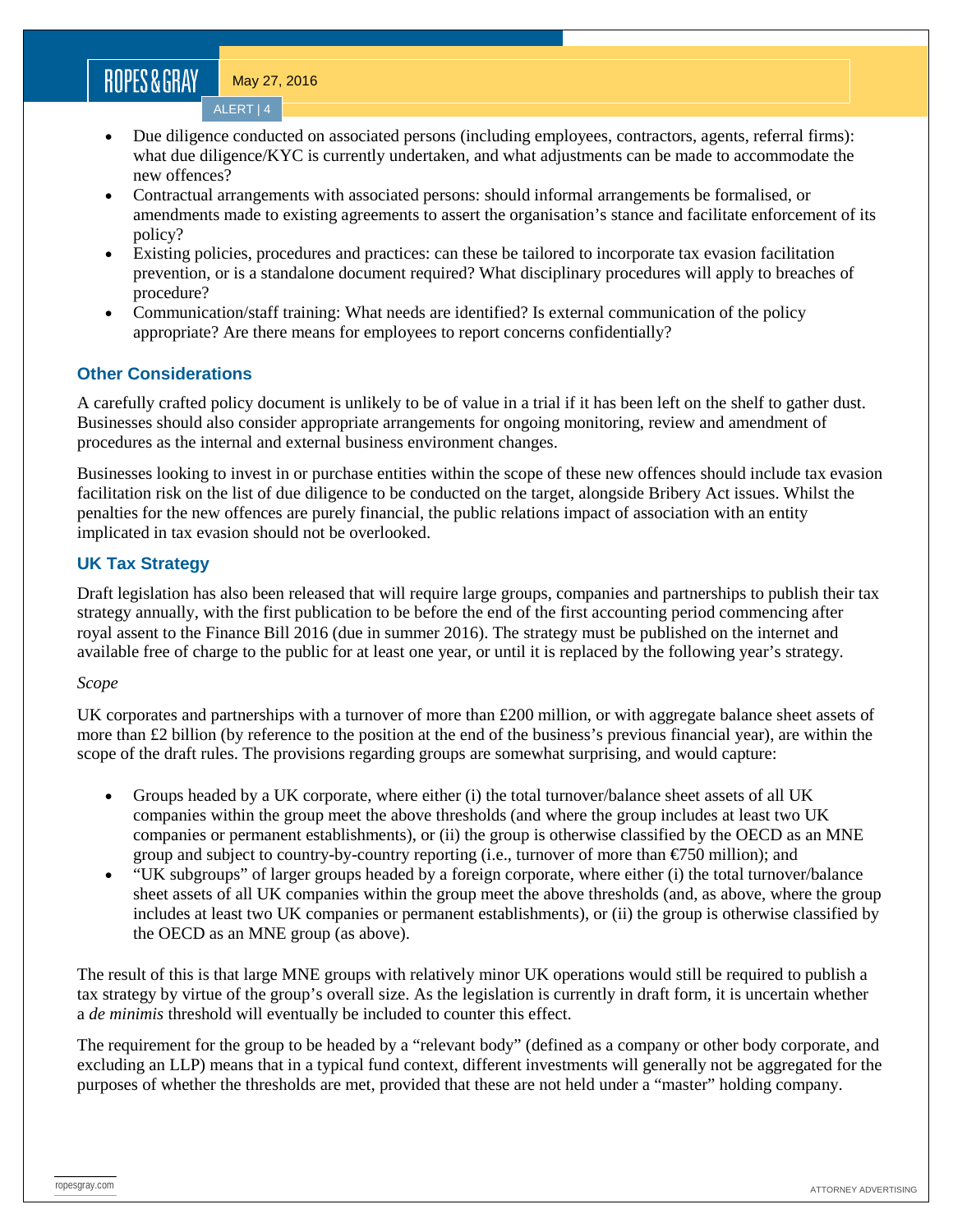- Due diligence conducted on associated persons (including employees, contractors, agents, referral firms): what due diligence/KYC is currently undertaken, and what adjustments can be made to accommodate the new offences?
- Contractual arrangements with associated persons: should informal arrangements be formalised, or amendments made to existing agreements to assert the organisation's stance and facilitate enforcement of its policy?
- Existing policies, procedures and practices: can these be tailored to incorporate tax evasion facilitation prevention, or is a standalone document required? What disciplinary procedures will apply to breaches of procedure?
- Communication/staff training: What needs are identified? Is external communication of the policy appropriate? Are there means for employees to report concerns confidentially?

### Other Considerations

A carefully crafted policy document is unlikely to be of value in a trial if it has been left on the shelf to gather dust. Businesses should also consider appropriate arrangements for ongoing monitoring, review and amendment of procedures as the internal and external business environment changes.

Businesses looking to invest in or purchase entities within the scope of these new offences should include tax evasion facilitation risk on the list of due diligence to be conducted on the target, alongside Bribery Act issues. Whilst the penalties for the new offences are purely financial, the public relations impact of association with an entity implicated in tax evasion should not be overlooked.

### UK Tax Strategy

Draft legislation has also been released that will require large groups, companies and partnerships to publish their tax strategy annually, with the first publication to be before the end of the first accounting period commencing after royal assent to the Finance Bill 2016 (due in summer 2016). The strategy must be published on the internet and available free of charge to the public for at least one year, or until it is replaced by the following year's strategy.

*Scope*

UK corporates and partnerships with a turnover of more than £200 million, or with aggregate balance sheet assets of more than £2 billion (by reference to the position at the end of the business's previous financial year), are within the scope of the draft rules. The provisions regarding groups are somewhat surprising, and would capture:

- Groups headed by a UK corporate, where either (i) the total turnover/balance sheet assets of all UK companies within the group meet the above thresholds (and where the group includes at least two UK companies or permanent establishments), or (ii) the group is otherwise classified by the OECD as an MNE group and subject to country-by-country reporting (i.e., turnover of more than €750 million); and
- "UK subgroups" of larger groups headed by a foreign corporate, where either (i) the total turnover/balance sheet assets of all UK companies within the group meet the above thresholds (and, as above, where the group includes at least two UK companies or permanent establishments), or (ii) the group is otherwise classified by the OECD as an MNE group (as above).

The result of this is that large MNE groups with relatively minor UK operations would still be required to publish a tax strategy by virtue of the group's overall size. As the legislation is currently in draft form, it is uncertain whether a *de minimis* threshold will eventually be included to counter this effect.

The requirement for the group to be headed by a "relevant body" (defined as a company or other body corporate, and excluding an LLP) means that in a typical fund context, different investments will generally not be aggregated for the purposes of whether the thresholds are met, provided that these are not held under a "master" holding company.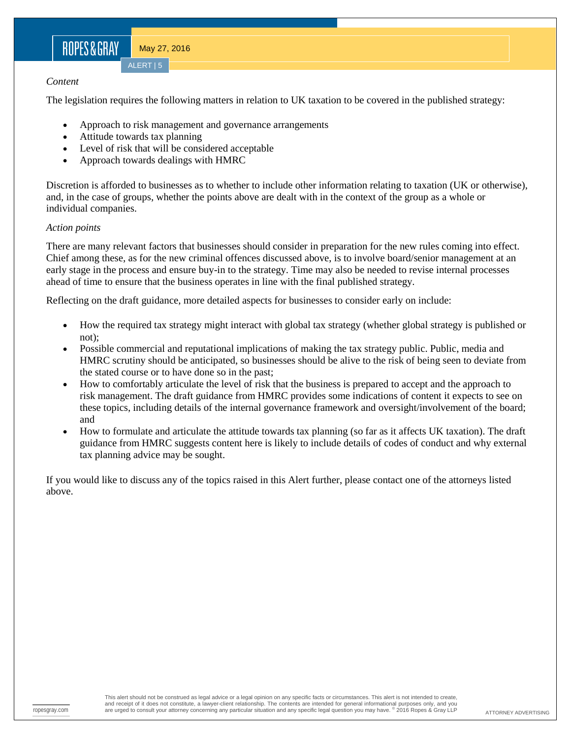*Content*

The legislation requires the following matters in relation to UK taxation to be covered in the published strategy:

- Approach to risk management and governance arrangements
- Attitude towards tax planning
- Level of risk that will be considered acceptable
- Approach towards dealings with HMRC

Discretion is afforded to businesses as to whether to include other information relating to taxation (UK or otherwise), and, in the case of groups, whether the points above are dealt with in the context of the group as a whole or individual companies.

*Action points*

There are many relevant factors that businesses should consider in preparation for the new rules coming into effect. Chief among these, as for the new criminal offences discussed above, is to involve board/senior management at an early stage in the process and ensure buy-in to the strategy. Time may also be needed to revise internal processes ahead of time to ensure that the business operates in line with the final published strategy.

Reflecting on the draft guidance, more detailed aspects for businesses to consider early on include:

- How the required tax strategy might interact with global tax strategy (whether global strategy is published or not);
- Possible commercial and reputational implications of making the tax strategy public. Public, media and HMRC scrutiny should be anticipated, so businesses should be alive to the risk of being seen to deviate from the stated course or to have done so in the past;
- How to comfortably articulate the level of risk that the business is prepared to accept and the approach to risk management. The draft guidance from HMRC provides some indications of content it expects to see on these topics, including details of the internal governance framework and oversight/involvement of the board; and
- How to formulate and articulate the attitude towards tax planning (so far as it affects UK taxation). The draft guidance from HMRC suggests content here is likely to include details of codes of conduct and why external tax planning advice may be sought.

If you would like to discuss any of the topics raised in this Alert further, please contact one of the attorneys listed above.